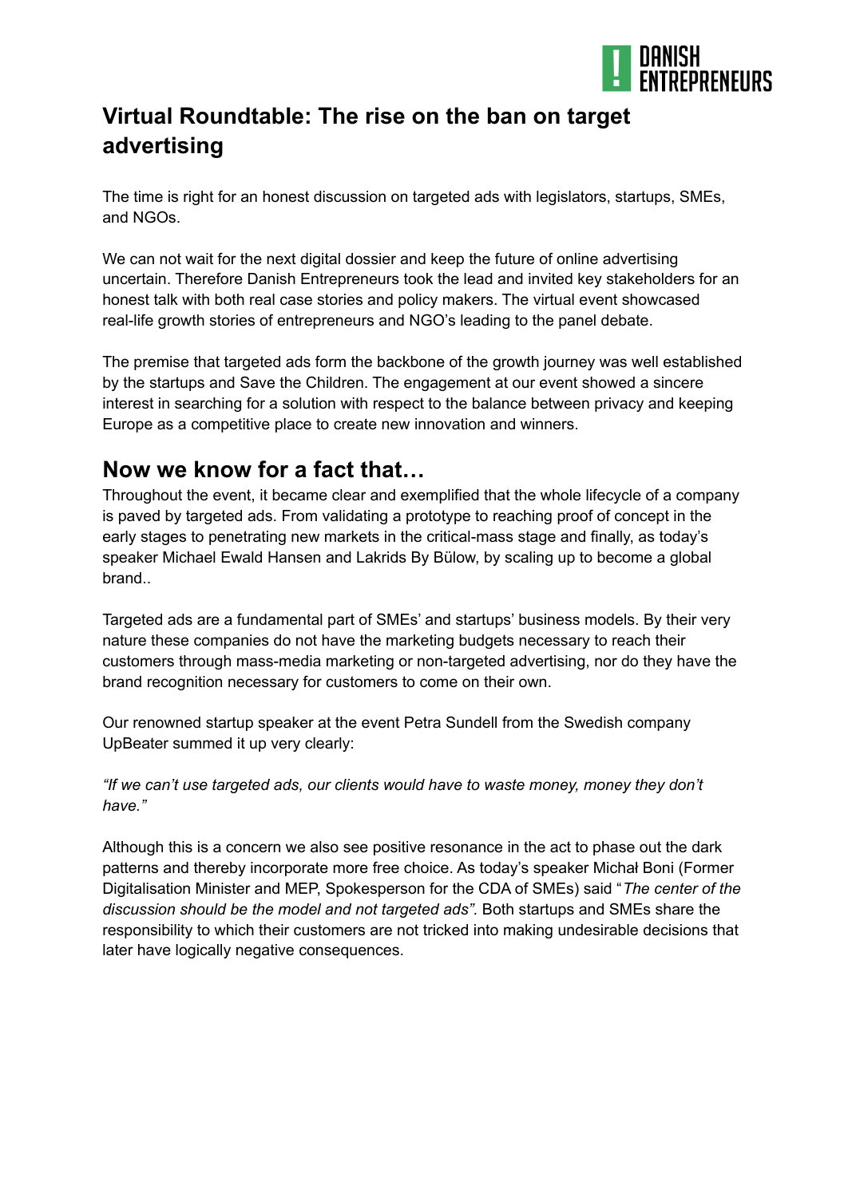# Virtual Roundtable: The rise on the ban on target advertising

The time is right for an honest discussion on targeted ads with legislators, startups, SMEs, and NGOs.

We can not wait for the next digital dossier and keep the future of online advertising uncertain. Therefore Danish Entrepreneurs took the lead and invited key stakeholders for an honest talk with both real case stories and policy makers. The virtual event showcased real-life growth stories of entrepreneurs and NGO's leading to the panel debate.

The premise that targeted ads form the backbone of the growth journey was well established by the startups and Save the Children. The engagement at our event showed a sincere interest in searching for a solution with respect to the balance between privacy and keeping Europe as a competitive place to create new innovation and winners.

## Now we know for a fact that…

Throughout the event, it became clear and exemplified that the whole lifecycle of a company is paved by targeted ads. From validating a prototype to reaching proof of concept in the early stages to penetrating new markets in the critical-mass stage and finally, as today's speaker Michael Ewald Hansen and Lakrids By Bülow, by scaling up to become a global brand..

Targeted ads are a fundamental part of SMEs' and startups' business models. By their very nature these companies do not have the marketing budgets necessary to reach their customers through mass-media marketing or non-targeted advertising, nor do they have the brand recognition necessary for customers to come on their own.

Our renowned startup speaker at the event Petra Sundell from the Swedish company UpBeater summed it up very clearly:

*"If we can't use targeted ads, our clients would have to waste money, money they don't have."*

Although this is a concern we also see positive resonance in the act to phase out the dark patterns and thereby incorporate more free choice. As today's speaker Michał Boni (Former Digitalisation Minister and MEP, Spokesperson for the CDA of SMEs) said "*The center of the discussion should be the model and not targeted ads".* Both startups and SMEs share the responsibility to which their customers are not tricked into making undesirable decisions that later have logically negative consequences.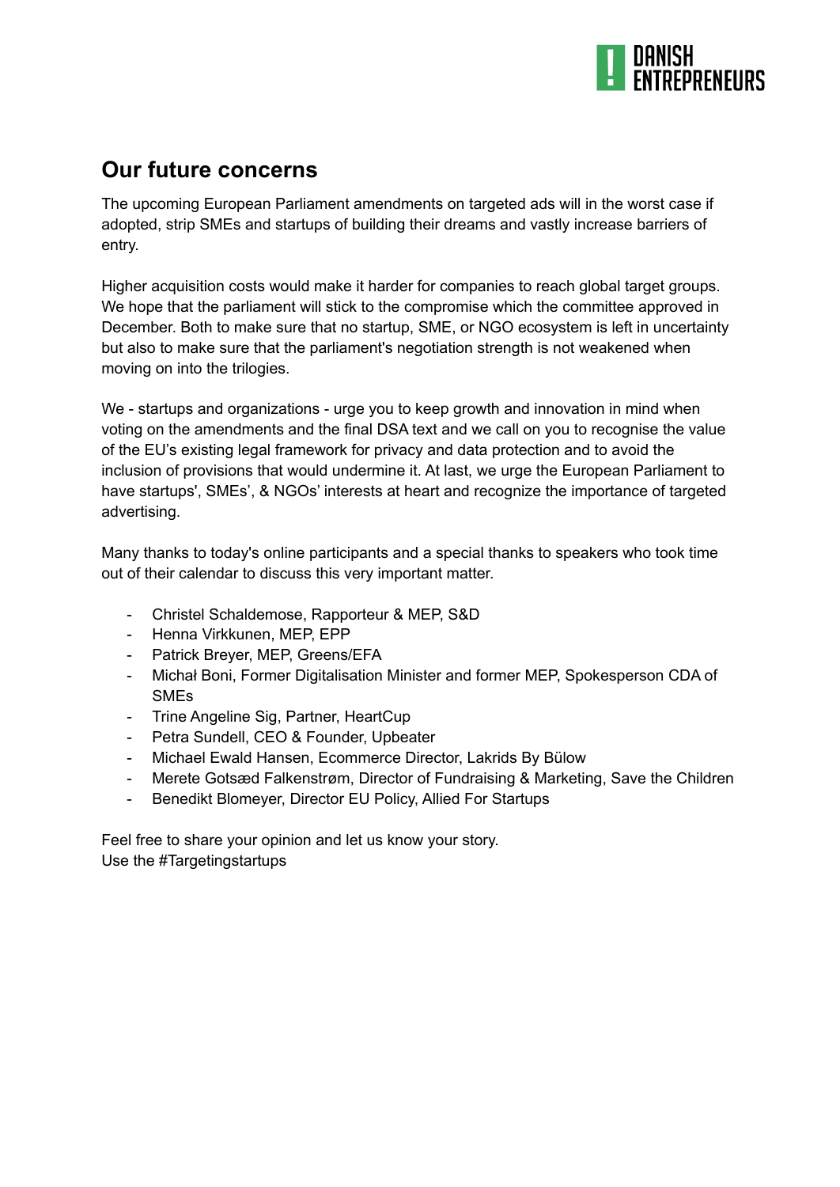## Our future concerns

The upcoming European Parliament amendments on targeted ads will in the worst case if adopted, strip SMEs and startups of building their dreams and vastly increase barriers of entry.

Higher acquisition costs would make it harder for companies to reach global target groups. We hope that the parliament will stick to the compromise which the committee approved in December. Both to make sure that no startup, SME, or NGO ecosystem is left in uncertainty but also to make sure that the parliament's negotiation strength is not weakened when moving on into the trilogies.

We - startups and organizations - urge you to keep growth and innovation in mind when voting on the amendments and the final DSA text and we call on you to recognise the value of the EU's existing legal framework for privacy and data protection and to avoid the inclusion of provisions that would undermine it. At last, we urge the European Parliament to have startups', SMEs', & NGOs' interests at heart and recognize the importance of targeted advertising.

Many thanks to today's online participants and a special thanks to speakers who took time out of their calendar to discuss this very important matter.

- Christel Schaldemose, Rapporteur & MEP, S&D
- Henna Virkkunen, MEP, EPP
- Patrick Breyer, MEP, Greens/EFA
- Michał Boni, Former Digitalisation Minister and former MEP, Spokesperson CDA of SMEs
- Trine Angeline Sig, Partner, HeartCup
- Petra Sundell, CEO & Founder, Upbeater
- Michael Ewald Hansen, Ecommerce Director, Lakrids By Bülow
- Merete Gotsæd Falkenstrøm, Director of Fundraising & Marketing, Save the Children
- Benedikt Blomeyer, Director EU Policy, Allied For Startups

Feel free to share your opinion and let us know your story.
Use the #Targetingstartups